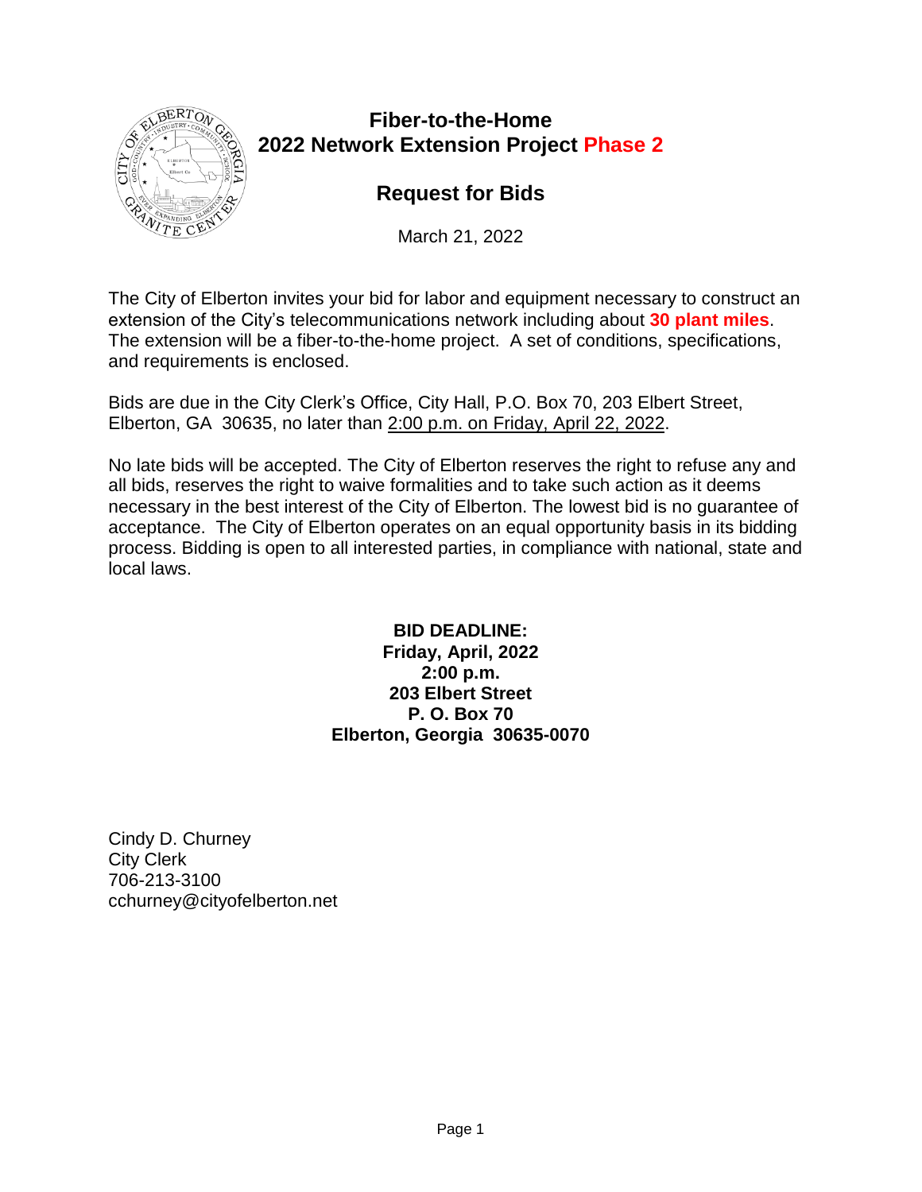# Fiber-to-the-Home
# 2022 Network Extension Project Phase 2

## Request for Bids

March 21, 2022

The City of Elberton invites your bid for labor and equipment necessary to construct an extension of the City's telecommunications network including about **30 plant miles**. The extension will be a fiber-to-the-home project. A set of conditions, specifications, and requirements is enclosed.

Bids are due in the City Clerk's Office, City Hall, P.O. Box 70, 203 Elbert Street, Elberton, GA 30635, no later than 2:00 p.m. on Friday, April 22, 2022.

No late bids will be accepted. The City of Elberton reserves the right to refuse any and all bids, reserves the right to waive formalities and to take such action as it deems necessary in the best interest of the City of Elberton. The lowest bid is no guarantee of acceptance. The City of Elberton operates on an equal opportunity basis in its bidding process. Bidding is open to all interested parties, in compliance with national, state and local laws.

**BID DEADLINE:**
**Friday, April, 2022**
**2:00 p.m.**
**203 Elbert Street**
**P. O. Box 70**
**Elberton, Georgia 30635-0070**

Cindy D. Churney
City Clerk
706-213-3100
cchurney@cityofelberton.net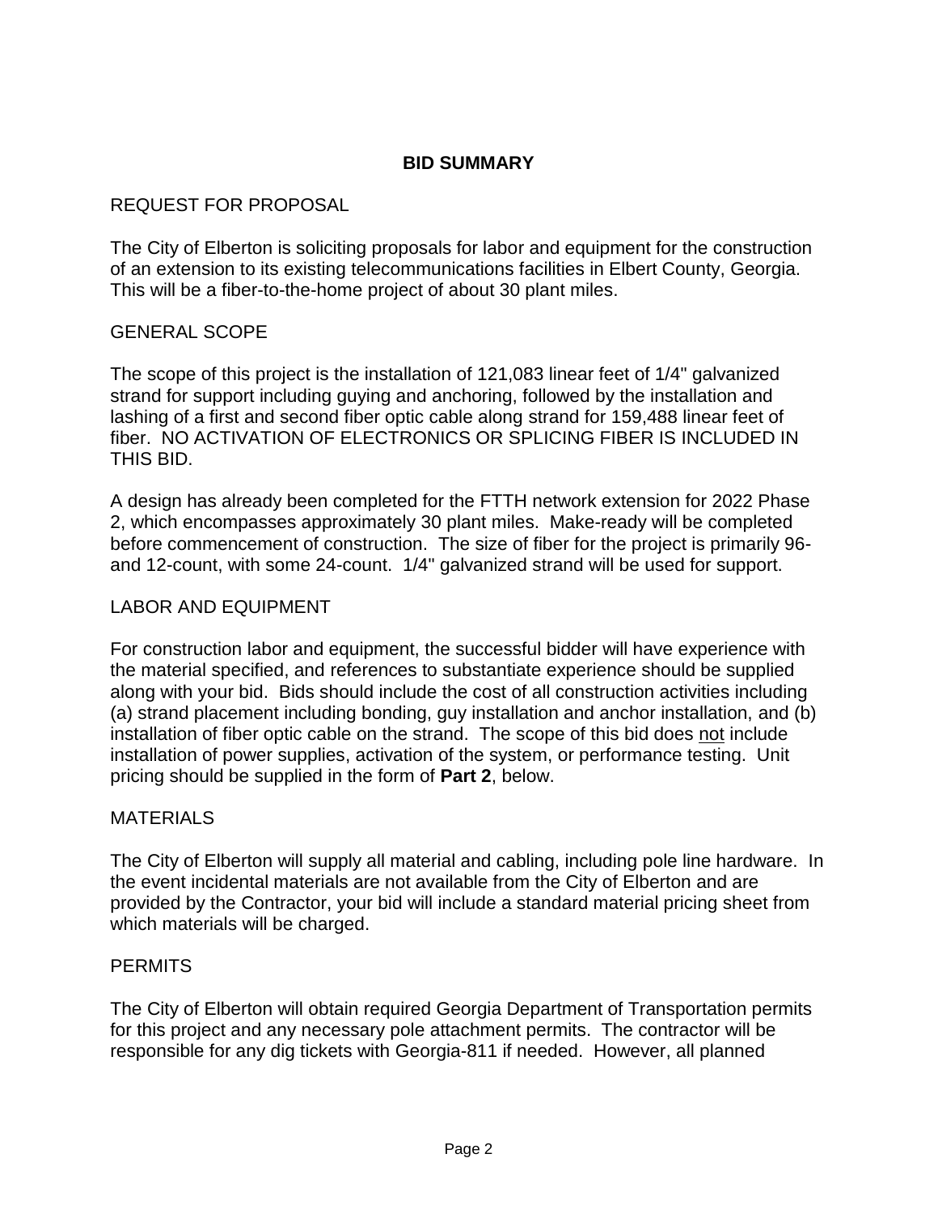# BID SUMMARY

## REQUEST FOR PROPOSAL

The City of Elberton is soliciting proposals for labor and equipment for the construction of an extension to its existing telecommunications facilities in Elbert County, Georgia. This will be a fiber-to-the-home project of about 30 plant miles.

## GENERAL SCOPE

The scope of this project is the installation of 121,083 linear feet of 1/4" galvanized strand for support including guying and anchoring, followed by the installation and lashing of a first and second fiber optic cable along strand for 159,488 linear feet of fiber. NO ACTIVATION OF ELECTRONICS OR SPLICING FIBER IS INCLUDED IN THIS BID.

A design has already been completed for the FTTH network extension for 2022 Phase 2, which encompasses approximately 30 plant miles. Make-ready will be completed before commencement of construction. The size of fiber for the project is primarily 96- and 12-count, with some 24-count. 1/4" galvanized strand will be used for support.

## LABOR AND EQUIPMENT

For construction labor and equipment, the successful bidder will have experience with the material specified, and references to substantiate experience should be supplied along with your bid. Bids should include the cost of all construction activities including (a) strand placement including bonding, guy installation and anchor installation, and (b) installation of fiber optic cable on the strand. The scope of this bid does <u>not</u> include installation of power supplies, activation of the system, or performance testing. Unit pricing should be supplied in the form of **Part 2**, below.

## MATERIALS

The City of Elberton will supply all material and cabling, including pole line hardware. In the event incidental materials are not available from the City of Elberton and are provided by the Contractor, your bid will include a standard material pricing sheet from which materials will be charged.

## PERMITS

The City of Elberton will obtain required Georgia Department of Transportation permits for this project and any necessary pole attachment permits. The contractor will be responsible for any dig tickets with Georgia-811 if needed. However, all planned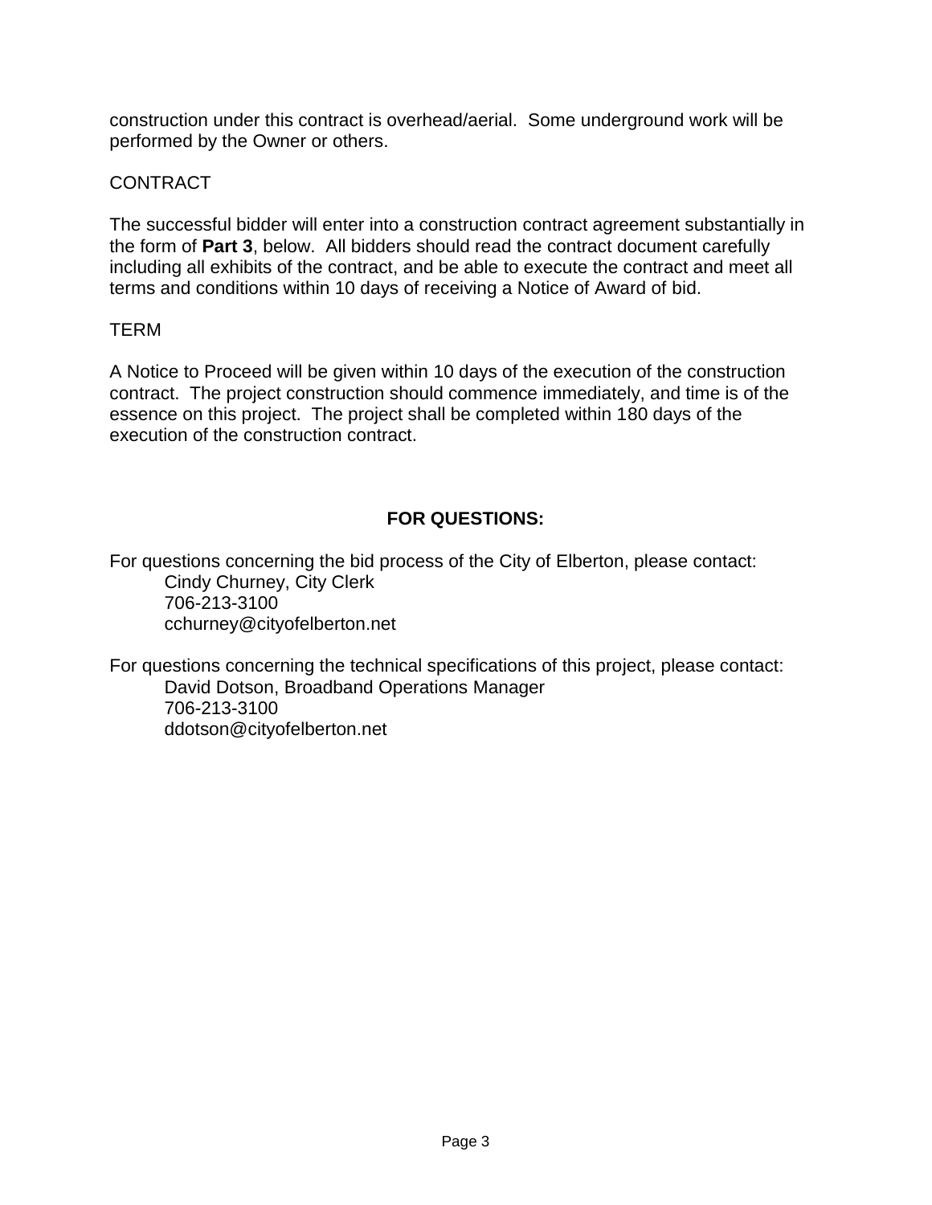construction under this contract is overhead/aerial. Some underground work will be performed by the Owner or others.

CONTRACT

The successful bidder will enter into a construction contract agreement substantially in the form of **Part 3**, below. All bidders should read the contract document carefully including all exhibits of the contract, and be able to execute the contract and meet all terms and conditions within 10 days of receiving a Notice of Award of bid.

TERM

A Notice to Proceed will be given within 10 days of the execution of the construction contract. The project construction should commence immediately, and time is of the essence on this project. The project shall be completed within 180 days of the execution of the construction contract.

## FOR QUESTIONS:

For questions concerning the bid process of the City of Elberton, please contact:

Cindy Churney, City Clerk
706-213-3100
cchurney@cityofelberton.net

For questions concerning the technical specifications of this project, please contact:

David Dotson, Broadband Operations Manager
706-213-3100
ddotson@cityofelberton.net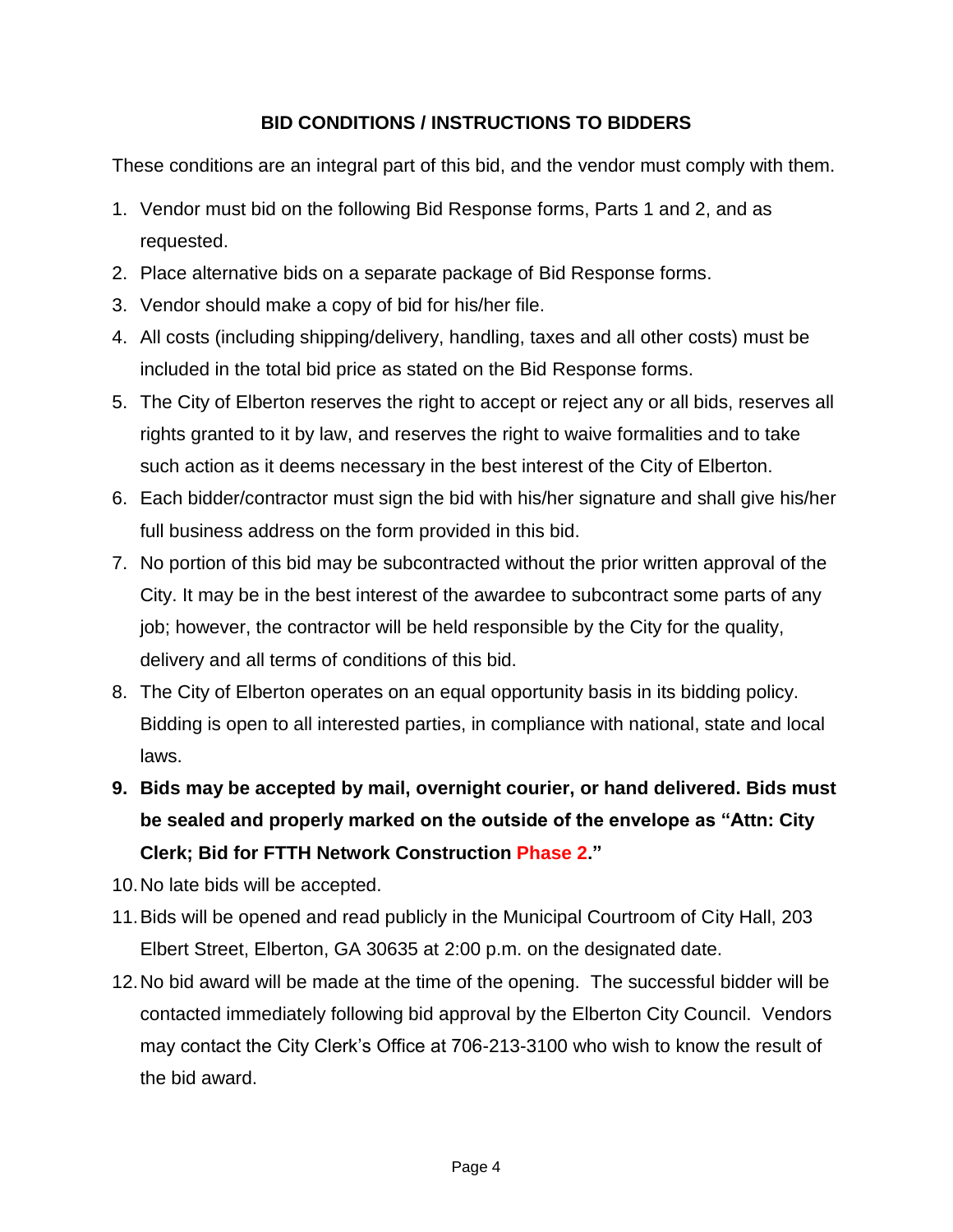## BID CONDITIONS / INSTRUCTIONS TO BIDDERS

These conditions are an integral part of this bid, and the vendor must comply with them.

1. Vendor must bid on the following Bid Response forms, Parts 1 and 2, and as requested.
2. Place alternative bids on a separate package of Bid Response forms.
3. Vendor should make a copy of bid for his/her file.
4. All costs (including shipping/delivery, handling, taxes and all other costs) must be included in the total bid price as stated on the Bid Response forms.
5. The City of Elberton reserves the right to accept or reject any or all bids, reserves all rights granted to it by law, and reserves the right to waive formalities and to take such action as it deems necessary in the best interest of the City of Elberton.
6. Each bidder/contractor must sign the bid with his/her signature and shall give his/her full business address on the form provided in this bid.
7. No portion of this bid may be subcontracted without the prior written approval of the City. It may be in the best interest of the awardee to subcontract some parts of any job; however, the contractor will be held responsible by the City for the quality, delivery and all terms of conditions of this bid.
8. The City of Elberton operates on an equal opportunity basis in its bidding policy. Bidding is open to all interested parties, in compliance with national, state and local laws.
9. **Bids may be accepted by mail, overnight courier, or hand delivered. Bids must be sealed and properly marked on the outside of the envelope as "Attn: City Clerk; Bid for FTTH Network Construction Phase 2."**
10. No late bids will be accepted.
11. Bids will be opened and read publicly in the Municipal Courtroom of City Hall, 203 Elbert Street, Elberton, GA 30635 at 2:00 p.m. on the designated date.
12. No bid award will be made at the time of the opening. The successful bidder will be contacted immediately following bid approval by the Elberton City Council. Vendors may contact the City Clerk's Office at 706-213-3100 who wish to know the result of the bid award.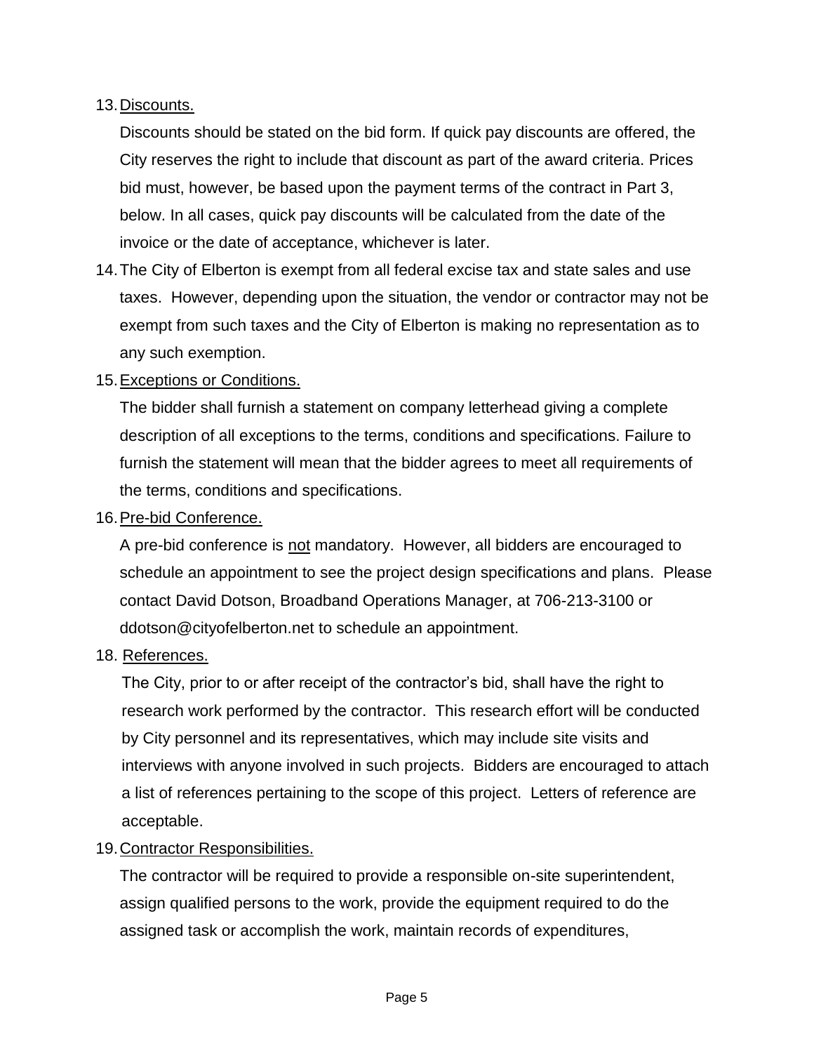13. Discounts.

    Discounts should be stated on the bid form. If quick pay discounts are offered, the City reserves the right to include that discount as part of the award criteria. Prices bid must, however, be based upon the payment terms of the contract in Part 3, below. In all cases, quick pay discounts will be calculated from the date of the invoice or the date of acceptance, whichever is later.

14. The City of Elberton is exempt from all federal excise tax and state sales and use taxes. However, depending upon the situation, the vendor or contractor may not be exempt from such taxes and the City of Elberton is making no representation as to any such exemption.

15. Exceptions or Conditions.

    The bidder shall furnish a statement on company letterhead giving a complete description of all exceptions to the terms, conditions and specifications. Failure to furnish the statement will mean that the bidder agrees to meet all requirements of the terms, conditions and specifications.

16. Pre-bid Conference.

    A pre-bid conference is not mandatory. However, all bidders are encouraged to schedule an appointment to see the project design specifications and plans. Please contact David Dotson, Broadband Operations Manager, at 706-213-3100 or ddotson@cityofelberton.net to schedule an appointment.

18. References.

    The City, prior to or after receipt of the contractor's bid, shall have the right to research work performed by the contractor. This research effort will be conducted by City personnel and its representatives, which may include site visits and interviews with anyone involved in such projects. Bidders are encouraged to attach a list of references pertaining to the scope of this project. Letters of reference are acceptable.

19. Contractor Responsibilities.

    The contractor will be required to provide a responsible on-site superintendent, assign qualified persons to the work, provide the equipment required to do the assigned task or accomplish the work, maintain records of expenditures,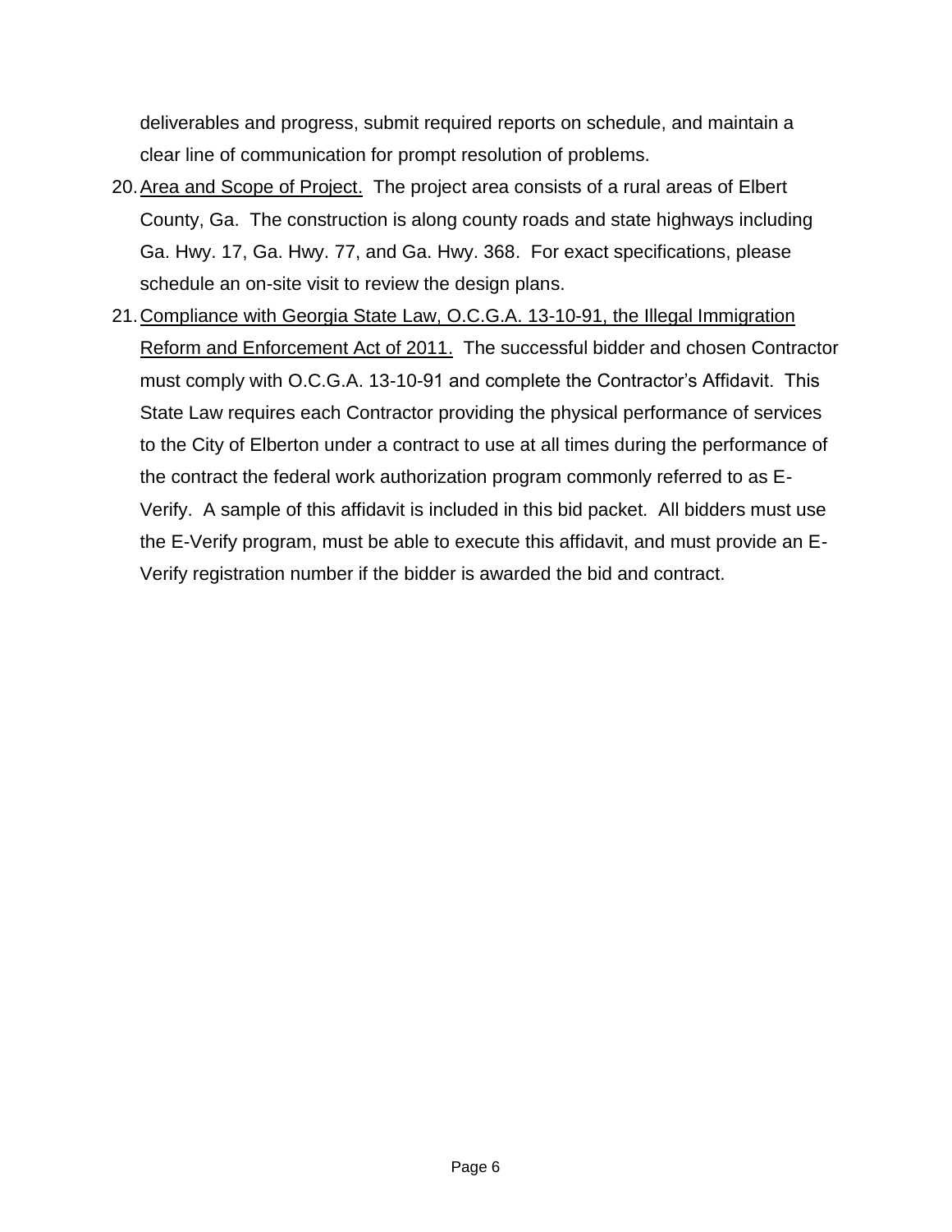deliverables and progress, submit required reports on schedule, and maintain a clear line of communication for prompt resolution of problems.

20. <u>Area and Scope of Project.</u> The project area consists of a rural areas of Elbert County, Ga. The construction is along county roads and state highways including Ga. Hwy. 17, Ga. Hwy. 77, and Ga. Hwy. 368. For exact specifications, please schedule an on-site visit to review the design plans.
21. <u>Compliance with Georgia State Law, O.C.G.A. 13-10-91, the Illegal Immigration Reform and Enforcement Act of 2011.</u> The successful bidder and chosen Contractor must comply with O.C.G.A. 13-10-91 and complete the Contractor's Affidavit. This State Law requires each Contractor providing the physical performance of services to the City of Elberton under a contract to use at all times during the performance of the contract the federal work authorization program commonly referred to as E-Verify. A sample of this affidavit is included in this bid packet. All bidders must use the E-Verify program, must be able to execute this affidavit, and must provide an E-Verify registration number if the bidder is awarded the bid and contract.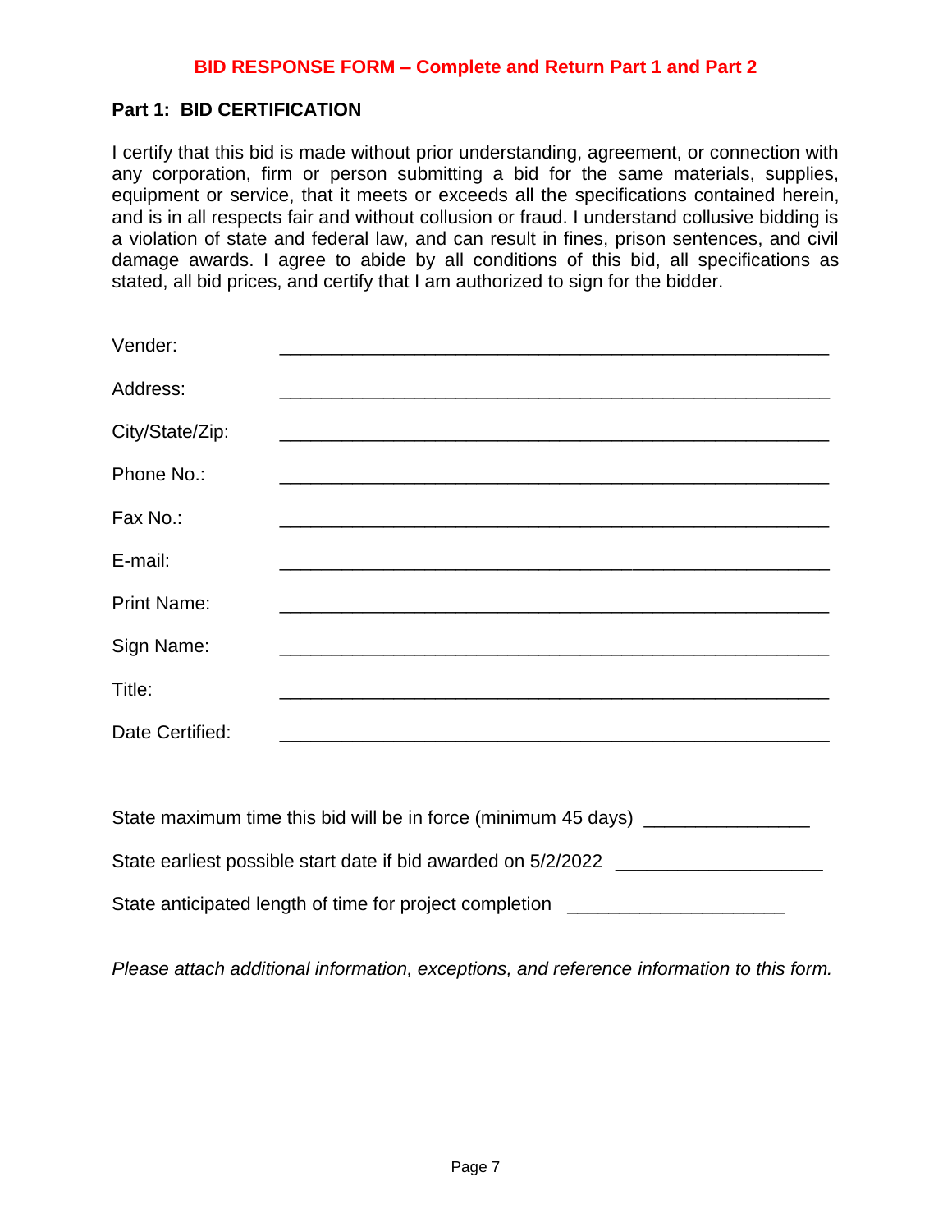**BID RESPONSE FORM – Complete and Return Part 1 and Part 2**

## Part 1: BID CERTIFICATION

I certify that this bid is made without prior understanding, agreement, or connection with any corporation, firm or person submitting a bid for the same materials, supplies, equipment or service, that it meets or exceeds all the specifications contained herein, and is in all respects fair and without collusion or fraud. I understand collusive bidding is a violation of state and federal law, and can result in fines, prison sentences, and civil damage awards. I agree to abide by all conditions of this bid, all specifications as stated, all bid prices, and certify that I am authorized to sign for the bidder.

Vender: ____________________________________________________

Address: ____________________________________________________

City/State/Zip: ____________________________________________________

Phone No.: ____________________________________________________

Fax No.: ____________________________________________________

E-mail: ____________________________________________________

Print Name: ____________________________________________________

Sign Name: ____________________________________________________

Title: ____________________________________________________

Date Certified: ____________________________________________________

State maximum time this bid will be in force (minimum 45 days) ________________

State earliest possible start date if bid awarded on 5/2/2022 ____________________

State anticipated length of time for project completion _____________________

*Please attach additional information, exceptions, and reference information to this form.*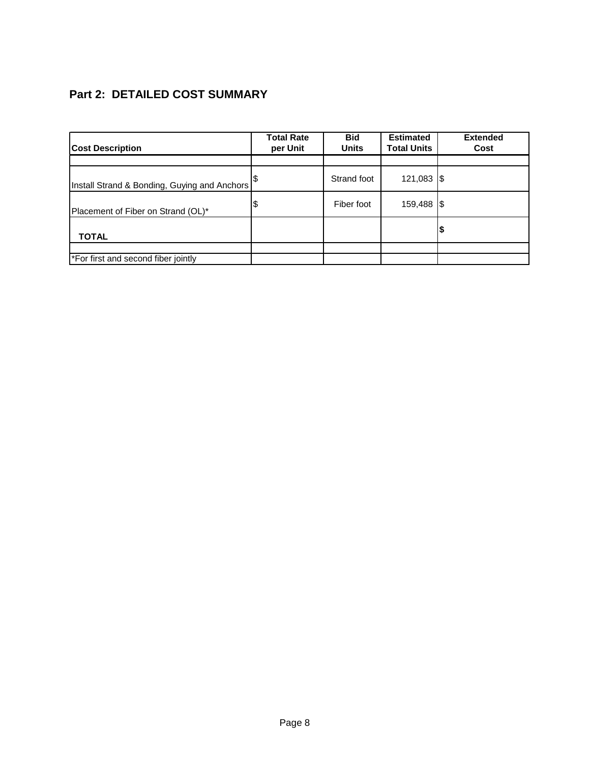## Part 2: DETAILED COST SUMMARY

| Cost Description | Total Rate per Unit | Bid Units | Estimated Total Units | Extended Cost |
|---|---|---|---|---|
| | | | | |
| Install Strand & Bonding, Guying and Anchors | $ | Strand foot | 121,083 | $ |
| Placement of Fiber on Strand (OL)* | $ | Fiber foot | 159,488 | $ |
| **TOTAL** | | | | **$** |
| | | | | |
| *For first and second fiber jointly | | | | |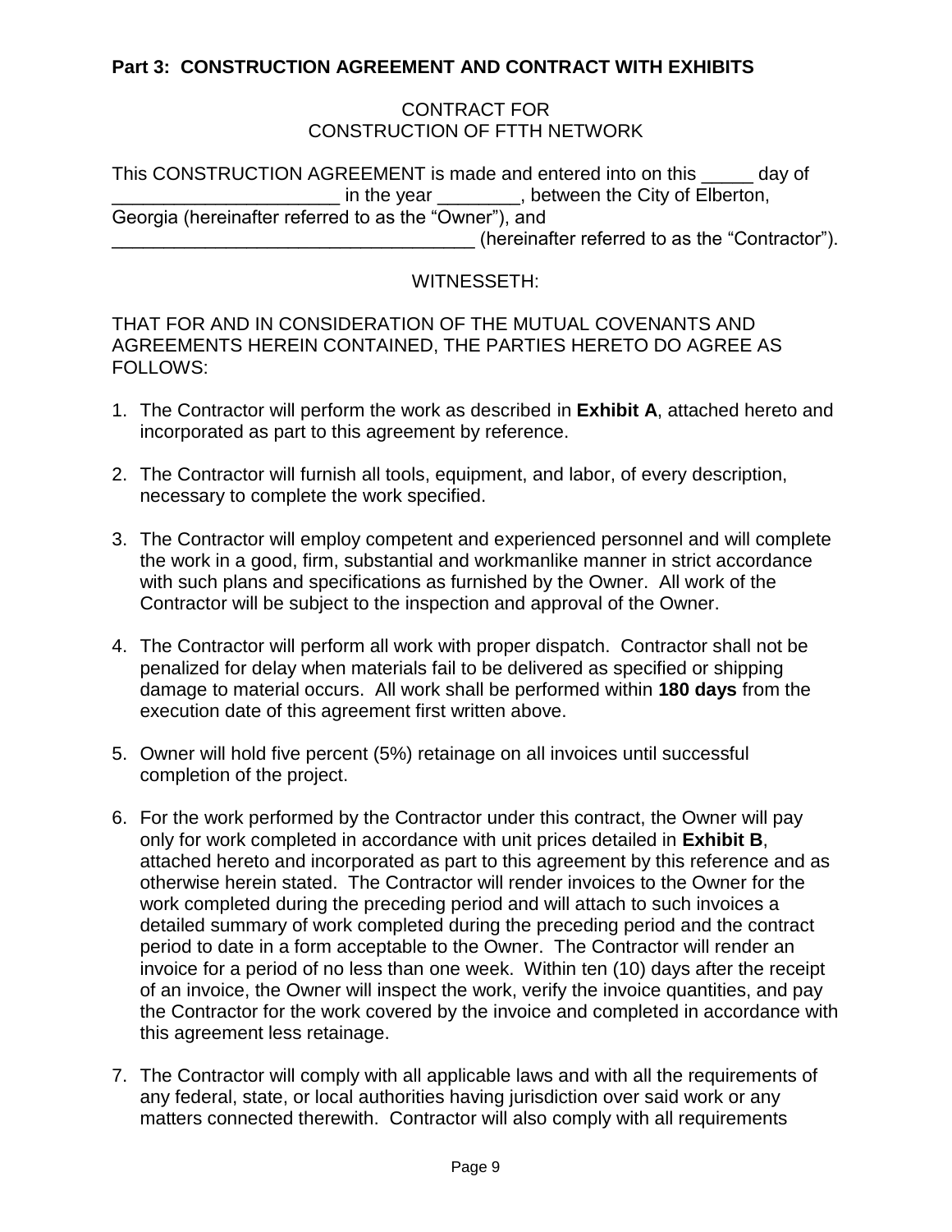**Part 3: CONSTRUCTION AGREEMENT AND CONTRACT WITH EXHIBITS**

CONTRACT FOR
CONSTRUCTION OF FTTH NETWORK

This CONSTRUCTION AGREEMENT is made and entered into on this _____ day of ______________________ in the year ________, between the City of Elberton, Georgia (hereinafter referred to as the "Owner"), and ___________________________________ (hereinafter referred to as the "Contractor").

WITNESSETH:

THAT FOR AND IN CONSIDERATION OF THE MUTUAL COVENANTS AND AGREEMENTS HEREIN CONTAINED, THE PARTIES HERETO DO AGREE AS FOLLOWS:

1. The Contractor will perform the work as described in **Exhibit A**, attached hereto and incorporated as part to this agreement by reference.

2. The Contractor will furnish all tools, equipment, and labor, of every description, necessary to complete the work specified.

3. The Contractor will employ competent and experienced personnel and will complete the work in a good, firm, substantial and workmanlike manner in strict accordance with such plans and specifications as furnished by the Owner. All work of the Contractor will be subject to the inspection and approval of the Owner.

4. The Contractor will perform all work with proper dispatch. Contractor shall not be penalized for delay when materials fail to be delivered as specified or shipping damage to material occurs. All work shall be performed within **180 days** from the execution date of this agreement first written above.

5. Owner will hold five percent (5%) retainage on all invoices until successful completion of the project.

6. For the work performed by the Contractor under this contract, the Owner will pay only for work completed in accordance with unit prices detailed in **Exhibit B**, attached hereto and incorporated as part to this agreement by this reference and as otherwise herein stated. The Contractor will render invoices to the Owner for the work completed during the preceding period and will attach to such invoices a detailed summary of work completed during the preceding period and the contract period to date in a form acceptable to the Owner. The Contractor will render an invoice for a period of no less than one week. Within ten (10) days after the receipt of an invoice, the Owner will inspect the work, verify the invoice quantities, and pay the Contractor for the work covered by the invoice and completed in accordance with this agreement less retainage.

7. The Contractor will comply with all applicable laws and with all the requirements of any federal, state, or local authorities having jurisdiction over said work or any matters connected therewith. Contractor will also comply with all requirements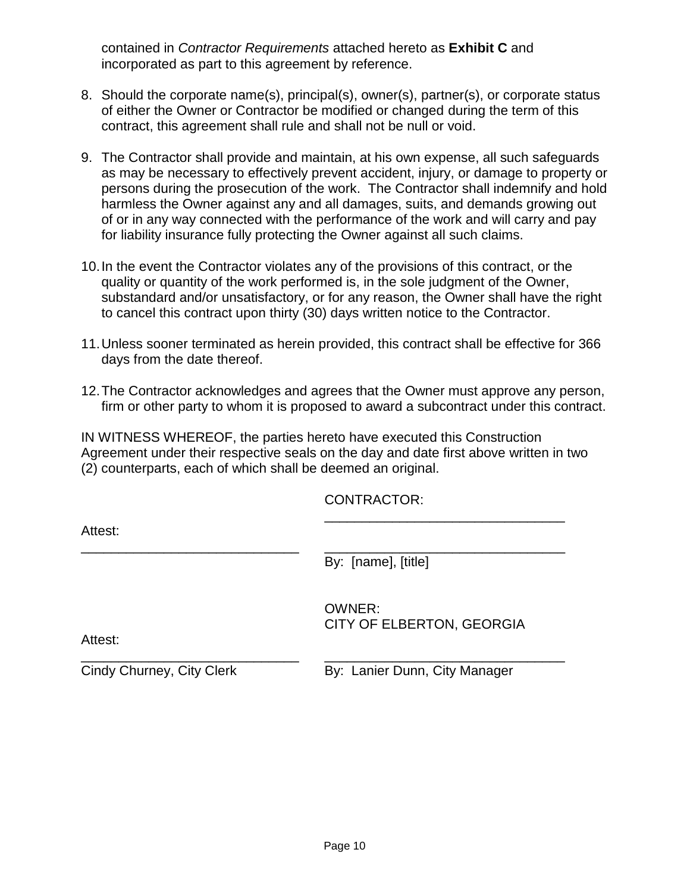contained in *Contractor Requirements* attached hereto as **Exhibit C** and incorporated as part to this agreement by reference.

8. Should the corporate name(s), principal(s), owner(s), partner(s), or corporate status of either the Owner or Contractor be modified or changed during the term of this contract, this agreement shall rule and shall not be null or void.

9. The Contractor shall provide and maintain, at his own expense, all such safeguards as may be necessary to effectively prevent accident, injury, or damage to property or persons during the prosecution of the work. The Contractor shall indemnify and hold harmless the Owner against any and all damages, suits, and demands growing out of or in any way connected with the performance of the work and will carry and pay for liability insurance fully protecting the Owner against all such claims.

10. In the event the Contractor violates any of the provisions of this contract, or the quality or quantity of the work performed is, in the sole judgment of the Owner, substandard and/or unsatisfactory, or for any reason, the Owner shall have the right to cancel this contract upon thirty (30) days written notice to the Contractor.

11. Unless sooner terminated as herein provided, this contract shall be effective for 366 days from the date thereof.

12. The Contractor acknowledges and agrees that the Owner must approve any person, firm or other party to whom it is proposed to award a subcontract under this contract.

IN WITNESS WHEREOF, the parties hereto have executed this Construction Agreement under their respective seals on the day and date first above written in two (2) counterparts, each of which shall be deemed an original.

CONTRACTOR:

\_\_\_\_\_\_\_\_\_\_\_\_\_\_\_\_\_\_\_\_\_\_\_\_\_\_\_\_\_\_\_\_

Attest:

\_\_\_\_\_\_\_\_\_\_\_\_\_\_\_\_\_\_\_\_\_\_\_\_\_\_\_\_\_\_ \_\_\_\_\_\_\_\_\_\_\_\_\_\_\_\_\_\_\_\_\_\_\_\_\_\_\_\_\_\_\_\_

By: [name], [title]

OWNER:
CITY OF ELBERTON, GEORGIA

Attest:

\_\_\_\_\_\_\_\_\_\_\_\_\_\_\_\_\_\_\_\_\_\_\_\_\_\_\_\_\_\_ \_\_\_\_\_\_\_\_\_\_\_\_\_\_\_\_\_\_\_\_\_\_\_\_\_\_\_\_\_\_\_\_

Cindy Churney, City Clerk By: Lanier Dunn, City Manager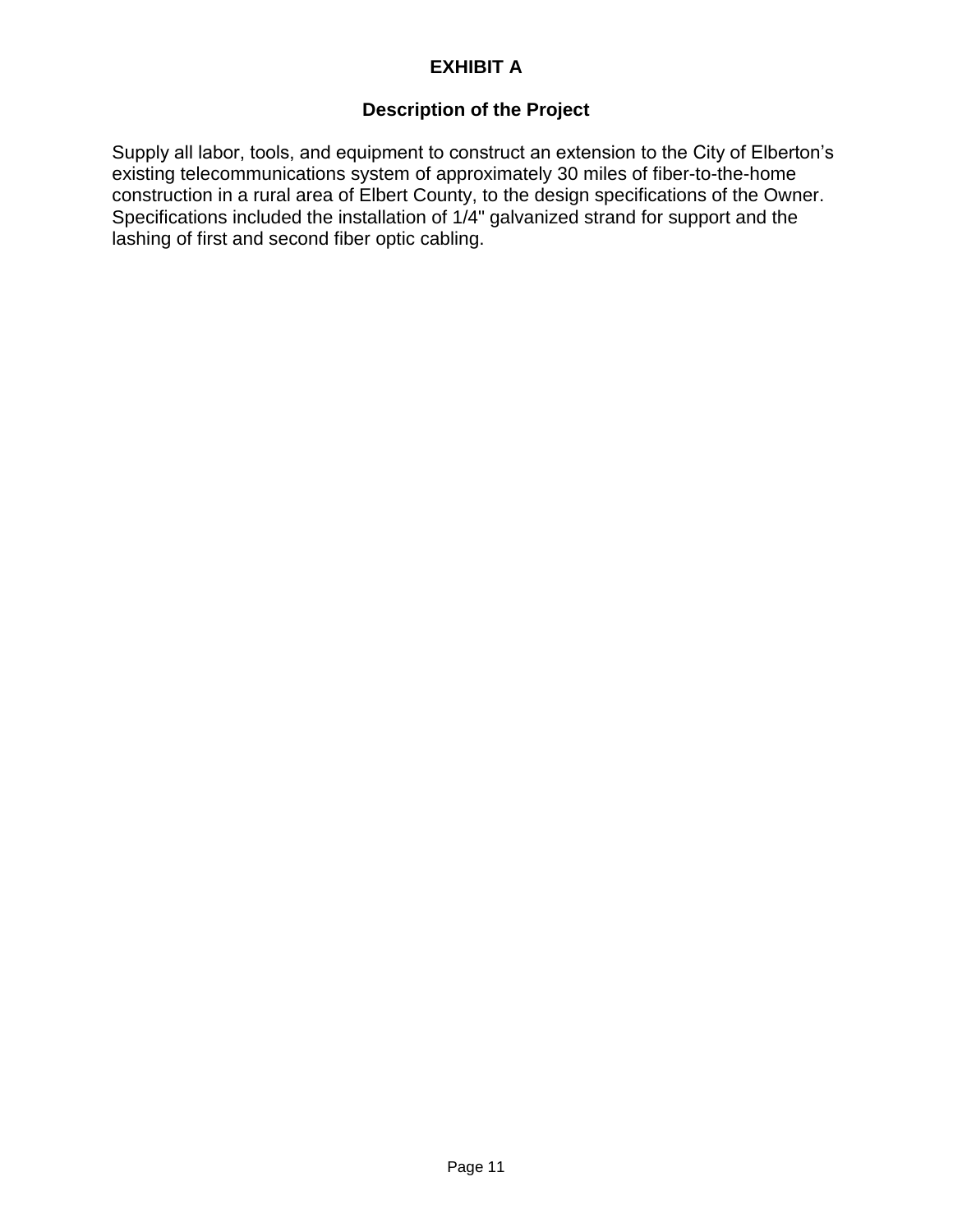# EXHIBIT A

## Description of the Project

Supply all labor, tools, and equipment to construct an extension to the City of Elberton's existing telecommunications system of approximately 30 miles of fiber-to-the-home construction in a rural area of Elbert County, to the design specifications of the Owner. Specifications included the installation of 1/4" galvanized strand for support and the lashing of first and second fiber optic cabling.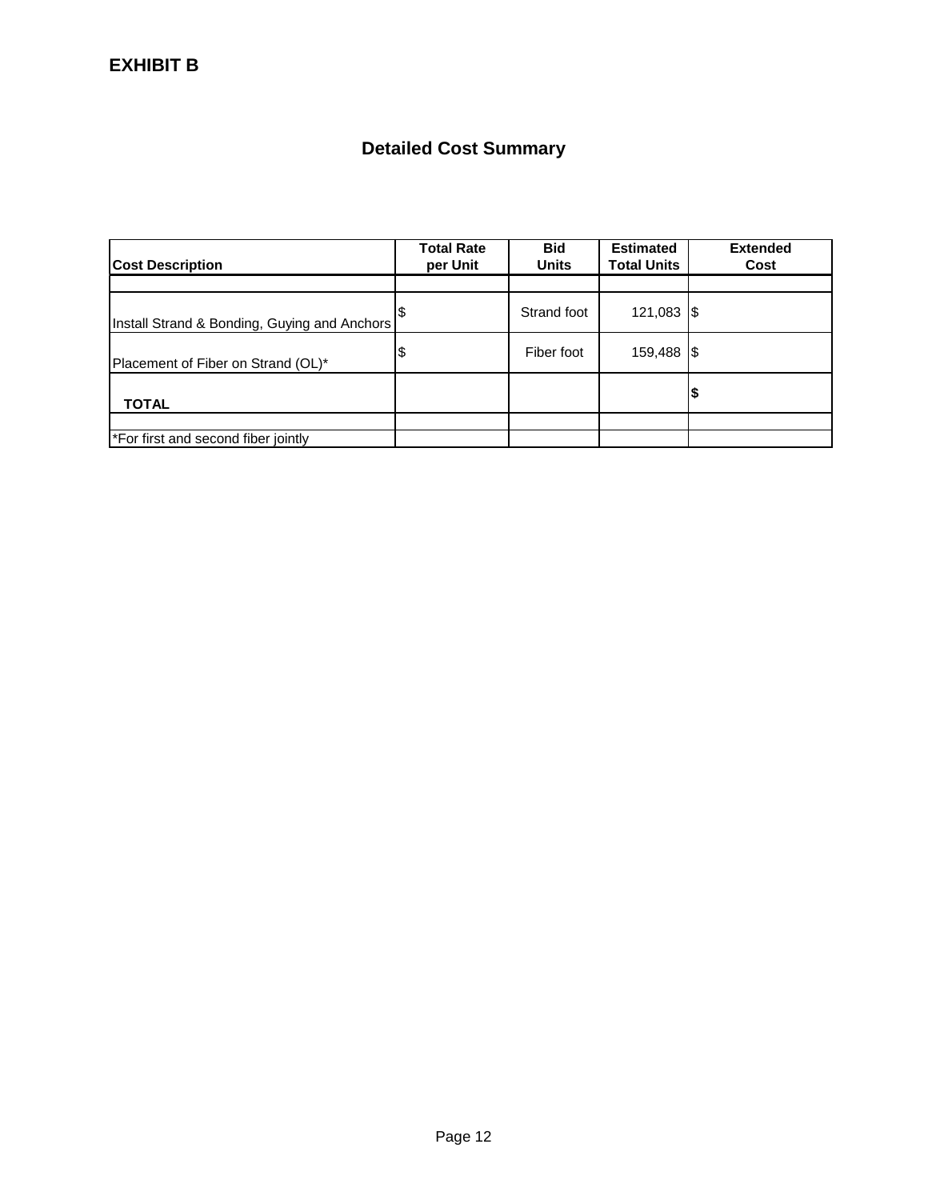**EXHIBIT B**

## Detailed Cost Summary

| Cost Description | Total Rate per Unit | Bid Units | Estimated Total Units | Extended Cost |
|---|---|---|---|---|
| | | | | |
| Install Strand & Bonding, Guying and Anchors | $ | Strand foot | 121,083 | $ |
| Placement of Fiber on Strand (OL)* | $ | Fiber foot | 159,488 | $ |
| **TOTAL** | | | | **$** |
| | | | | |
| *For first and second fiber jointly | | | | |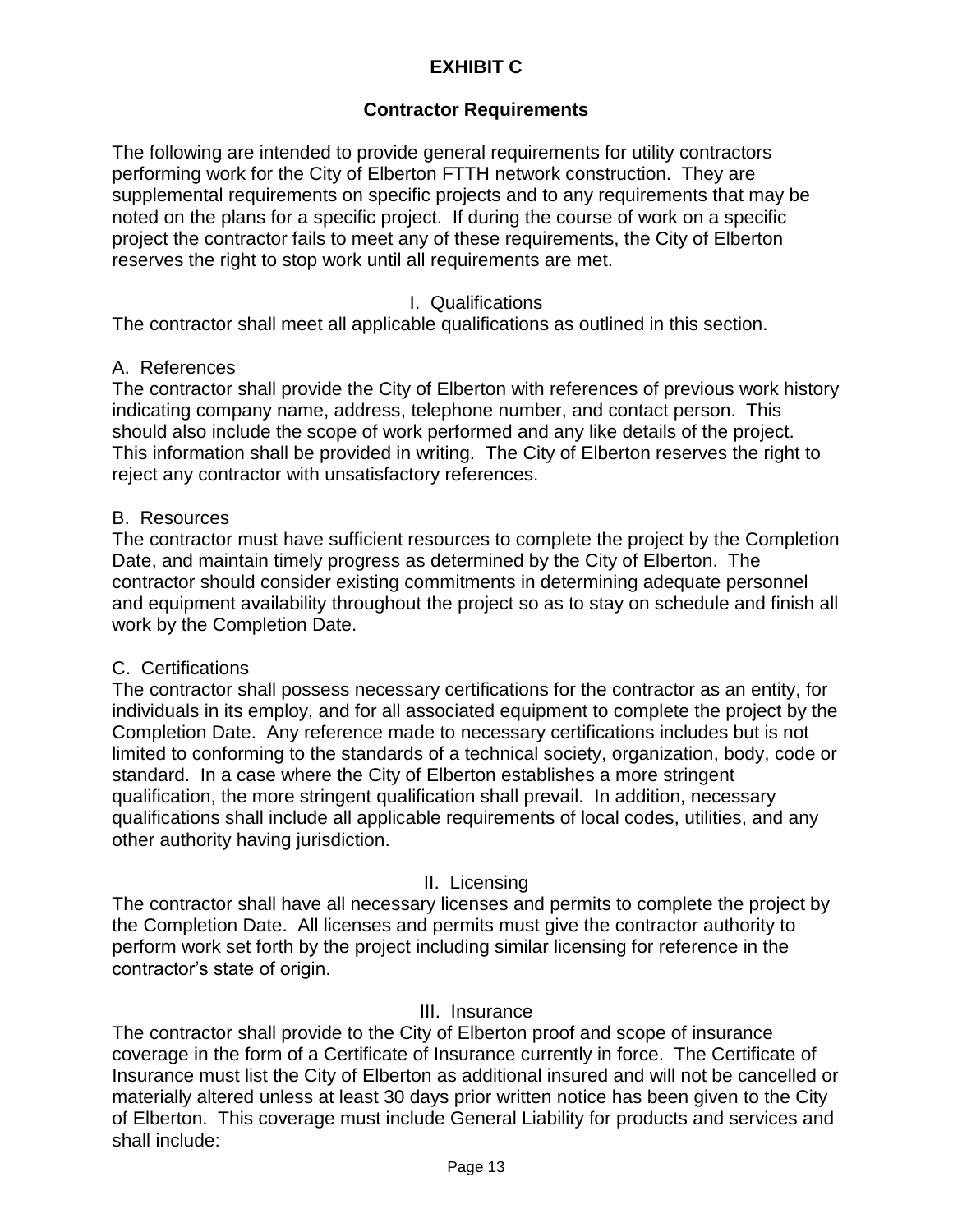# EXHIBIT C

## Contractor Requirements

The following are intended to provide general requirements for utility contractors performing work for the City of Elberton FTTH network construction. They are supplemental requirements on specific projects and to any requirements that may be noted on the plans for a specific project. If during the course of work on a specific project the contractor fails to meet any of these requirements, the City of Elberton reserves the right to stop work until all requirements are met.

### I. Qualifications

The contractor shall meet all applicable qualifications as outlined in this section.

#### A. References

The contractor shall provide the City of Elberton with references of previous work history indicating company name, address, telephone number, and contact person. This should also include the scope of work performed and any like details of the project. This information shall be provided in writing. The City of Elberton reserves the right to reject any contractor with unsatisfactory references.

#### B. Resources

The contractor must have sufficient resources to complete the project by the Completion Date, and maintain timely progress as determined by the City of Elberton. The contractor should consider existing commitments in determining adequate personnel and equipment availability throughout the project so as to stay on schedule and finish all work by the Completion Date.

#### C. Certifications

The contractor shall possess necessary certifications for the contractor as an entity, for individuals in its employ, and for all associated equipment to complete the project by the Completion Date. Any reference made to necessary certifications includes but is not limited to conforming to the standards of a technical society, organization, body, code or standard. In a case where the City of Elberton establishes a more stringent qualification, the more stringent qualification shall prevail. In addition, necessary qualifications shall include all applicable requirements of local codes, utilities, and any other authority having jurisdiction.

### II. Licensing

The contractor shall have all necessary licenses and permits to complete the project by the Completion Date. All licenses and permits must give the contractor authority to perform work set forth by the project including similar licensing for reference in the contractor's state of origin.

### III. Insurance

The contractor shall provide to the City of Elberton proof and scope of insurance coverage in the form of a Certificate of Insurance currently in force. The Certificate of Insurance must list the City of Elberton as additional insured and will not be cancelled or materially altered unless at least 30 days prior written notice has been given to the City of Elberton. This coverage must include General Liability for products and services and shall include: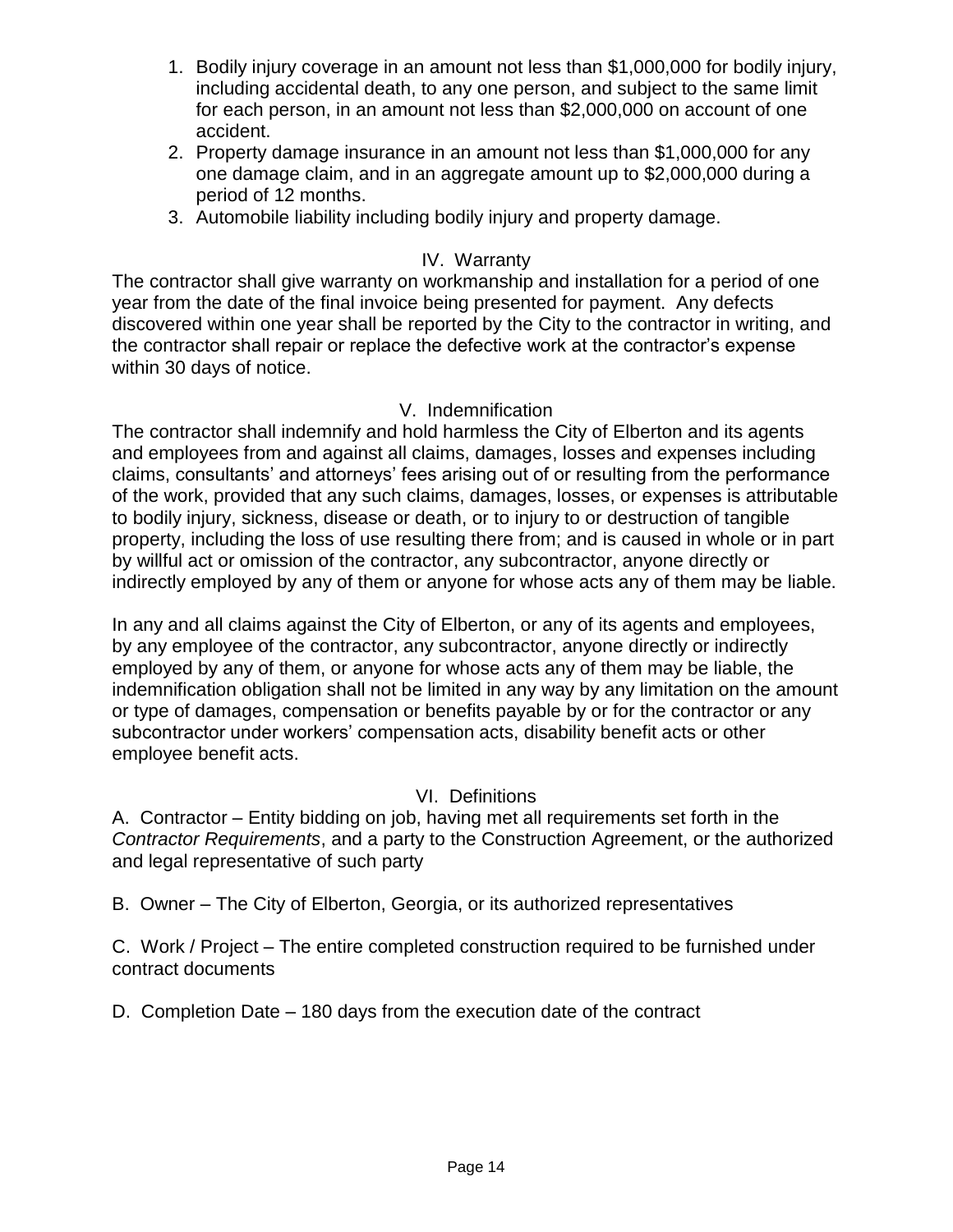1. Bodily injury coverage in an amount not less than $1,000,000 for bodily injury, including accidental death, to any one person, and subject to the same limit for each person, in an amount not less than $2,000,000 on account of one accident.
2. Property damage insurance in an amount not less than $1,000,000 for any one damage claim, and in an aggregate amount up to $2,000,000 during a period of 12 months.
3. Automobile liability including bodily injury and property damage.

## IV. Warranty

The contractor shall give warranty on workmanship and installation for a period of one year from the date of the final invoice being presented for payment. Any defects discovered within one year shall be reported by the City to the contractor in writing, and the contractor shall repair or replace the defective work at the contractor's expense within 30 days of notice.

## V. Indemnification

The contractor shall indemnify and hold harmless the City of Elberton and its agents and employees from and against all claims, damages, losses and expenses including claims, consultants' and attorneys' fees arising out of or resulting from the performance of the work, provided that any such claims, damages, losses, or expenses is attributable to bodily injury, sickness, disease or death, or to injury to or destruction of tangible property, including the loss of use resulting there from; and is caused in whole or in part by willful act or omission of the contractor, any subcontractor, anyone directly or indirectly employed by any of them or anyone for whose acts any of them may be liable.

In any and all claims against the City of Elberton, or any of its agents and employees, by any employee of the contractor, any subcontractor, anyone directly or indirectly employed by any of them, or anyone for whose acts any of them may be liable, the indemnification obligation shall not be limited in any way by any limitation on the amount or type of damages, compensation or benefits payable by or for the contractor or any subcontractor under workers' compensation acts, disability benefit acts or other employee benefit acts.

## VI. Definitions

A. Contractor – Entity bidding on job, having met all requirements set forth in the *Contractor Requirements*, and a party to the Construction Agreement, or the authorized and legal representative of such party

B. Owner – The City of Elberton, Georgia, or its authorized representatives

C. Work / Project – The entire completed construction required to be furnished under contract documents

D. Completion Date – 180 days from the execution date of the contract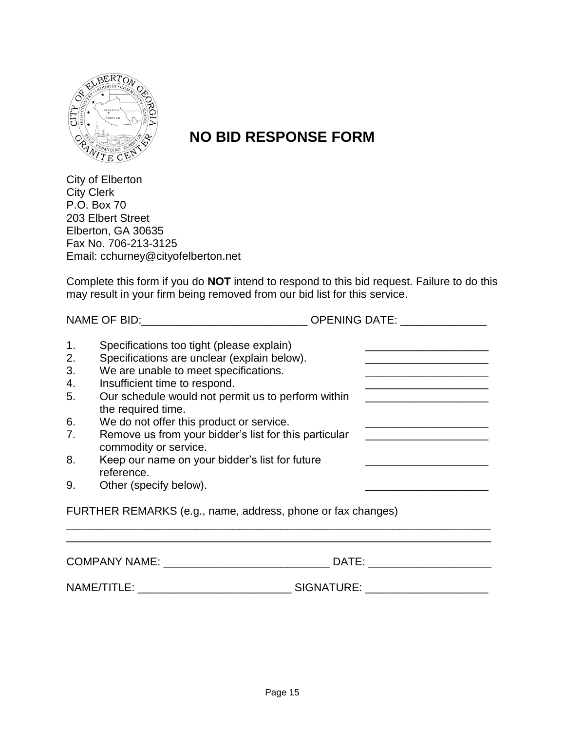# NO BID RESPONSE FORM

City of Elberton
City Clerk
P.O. Box 70
203 Elbert Street
Elberton, GA 30635
Fax No. 706-213-3125
Email: cchurney@cityofelberton.net

Complete this form if you do **NOT** intend to respond to this bid request. Failure to do this may result in your firm being removed from our bid list for this service.

NAME OF BID:___________________________ OPENING DATE: ______________

1. Specifications too tight (please explain) ____________________
2. Specifications are unclear (explain below). ____________________
3. We are unable to meet specifications. ____________________
4. Insufficient time to respond. ____________________
5. Our schedule would not permit us to perform within the required time. ____________________
6. We do not offer this product or service. ____________________
7. Remove us from your bidder's list for this particular commodity or service. ____________________
8. Keep our name on your bidder's list for future reference. ____________________
9. Other (specify below). ____________________

FURTHER REMARKS (e.g., name, address, phone or fax changes)

______________________________________________________________________

______________________________________________________________________

COMPANY NAME: ___________________________ DATE: ____________________

NAME/TITLE: _________________________ SIGNATURE: ____________________